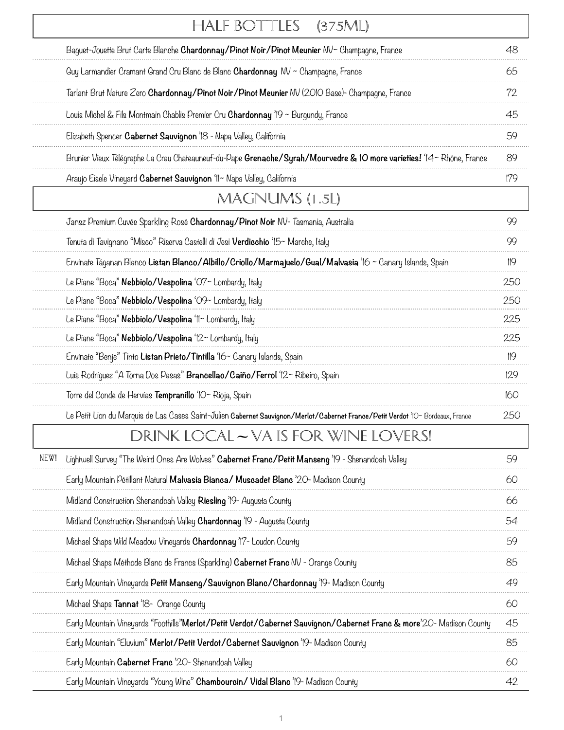## HALF BOTTLES (375ML)

| | |
|---|---|
| Baguet-Jouette Brut Carte Blanche **Chardonnay/Pinot Noir/Pinot Meunier** NV~ Champagne, France | 48 |
| Guy Larmandier Cramant Grand Cru Blanc de Blanc **Chardonnay** NV ~ Champagne, France | 65 |
| Tarlant Brut Nature Zero **Chardonnay/Pinot Noir/Pinot Meunier** NV (2010 Base)- Champagne, France | 72 |
| Louis Michel & Fils Montmain Chablis Premier Cru **Chardonnay** '19 ~ Burgundy, France | 45 |
| Elizabeth Spencer **Cabernet Sauvignon** '18 - Napa Valley, California | 59 |
| Brunier Vieux Télégraphe La Crau Chateauneuf-du-Pape **Grenache/Syrah/Mourvedre & 10 more varieties!** '14~ Rhône, France | 89 |
| Araujo Eisele Vineyard **Cabernet Sauvignon** '11~ Napa Valley, California | 179 |

## MAGNUMS (1.5L)

| | |
|---|---|
| Jansz Premium Cuvée Sparkling Rosé **Chardonnay/Pinot Noir** NV- Tasmania, Australia | 99 |
| Tenuta di Tavignano "Misco" Riserva Castelli di Jesi **Verdicchio** '15~ Marche, Italy | 99 |
| Envínate Táganan Blanco **Listan Blanco/Albillo/Criollo/Marmajuelo/Gual/Malvasia** '16 ~ Canary Islands, Spain | 119 |
| Le Piane "Boca" **Nebbiolo/Vespolina** '07~ Lombardy, Italy | 250 |
| Le Piane "Boca" **Nebbiolo/Vespolina** '09~ Lombardy, Italy | 250 |
| Le Piane "Boca" **Nebbiolo/Vespolina** '11~ Lombardy, Italy | 225 |
| Le Piane "Boca" **Nebbiolo/Vespolina** '12~ Lombardy, Italy | 225 |
| Envínate "Benje" Tinto **Listan Prieto/Tintilla** '16~ Canary Islands, Spain | 119 |
| Luis Rodriguez "A Torna Dos Pasas" **Brancellao/Caiño/Ferrol** '12~ Ribeiro, Spain | 129 |
| Torre del Conde de Hervías **Tempranillo** '10~ Rioja, Spain | 160 |
| Le Petit Lion du Marquis de Las Cases Saint-Julien **Cabernet Sauvignon/Merlot/Cabernet France/Petit Verdot** '10~ Bordeaux, France | 250 |

## DRINK LOCAL ~ VA IS FOR WINE LOVERS!

| | | |
|---|---|---|
| NEW! | Lightwell Survey "The Weird Ones Are Wolves" **Cabernet Franc/Petit Manseng** '19 - Shenandoah Valley | 59 |
| | Early Mountain Pétillant Natural **Malvasia Bianca/ Muscadet Blanc** '20- Madison County | 60 |
| | Midland Construction Shenandoah Valley **Riesling** '19- Augusta County | 66 |
| | Midland Construction Shenandoah Valley **Chardonnay** '19 - Augusta County | 54 |
| | Michael Shaps Wild Meadow Vineyards **Chardonnay** '17- Loudon County | 59 |
| | Michael Shaps Méthode Blanc de Francs (Sparkling) **Cabernet Franc** NV - Orange County | 85 |
| | Early Mountain Vineyards **Petit Manseng/Sauvignon Blanc/Chardonnay** '19- Madison County | 49 |
| | Michael Shaps **Tannat** '18- Orange County | 60 |
| | Early Mountain Vineyards "Foothills" **Merlot/Petit Verdot/Cabernet Sauvignon/Cabernet Franc & more** '20- Madison County | 45 |
| | Early Mountain "Eluvium" **Merlot/Petit Verdot/Cabernet Sauvignon** '19- Madison County | 85 |
| | Early Mountain **Cabernet Franc** '20- Shenandoah Valley | 60 |
| | Early Mountain Vineyards "Young Wine" **Chambourcin/ Vidal Blanc** '19- Madison County | 42 |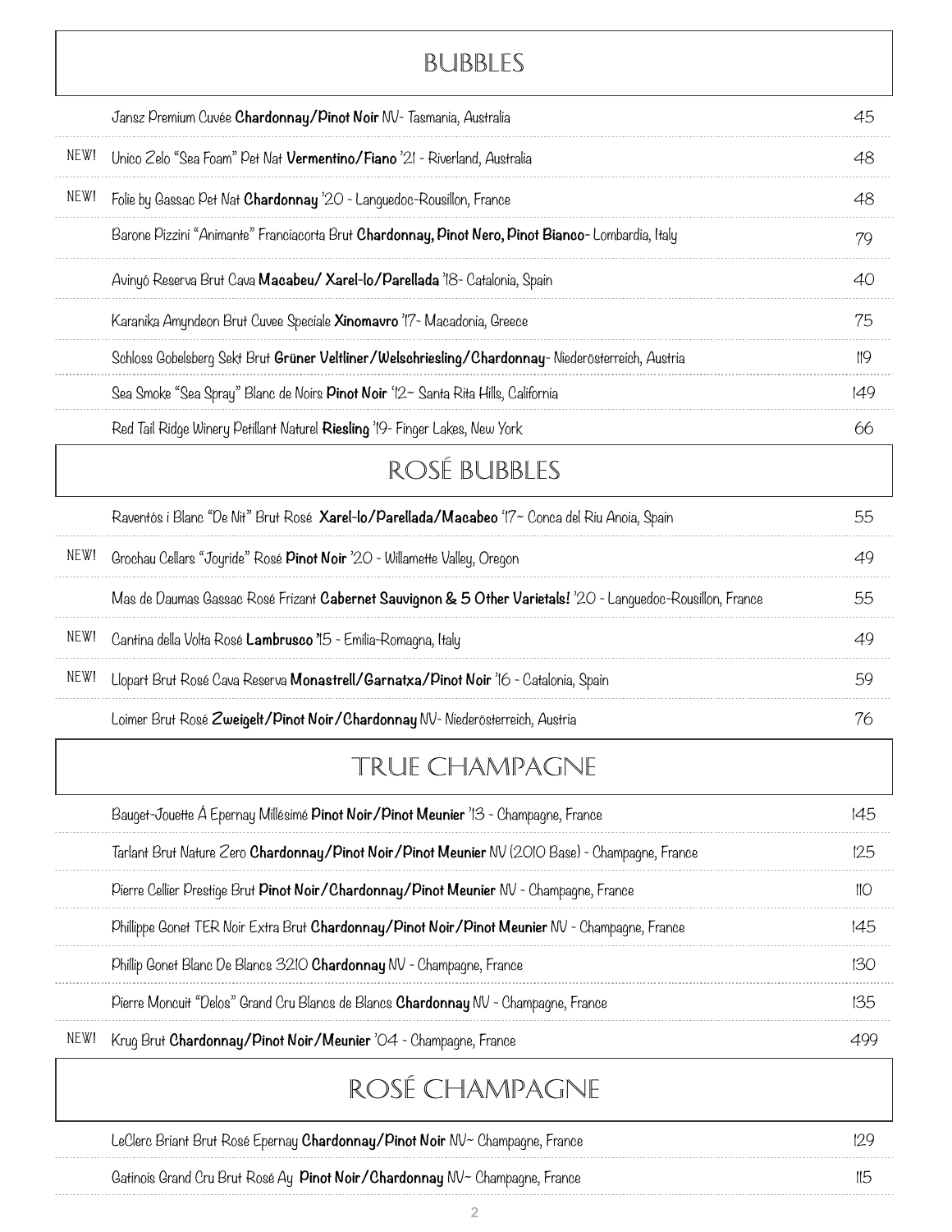## BUBBLES

| | | |
|---|---|---|
| | Jansz Premium Cuvée **Chardonnay/Pinot Noir** NV- Tasmania, Australia | 45 |
| NEW! | Unico Zelo "Sea Foam" Pet Nat **Vermentino/Fiano** '21 - Riverland, Australia | 48 |
| NEW! | Folie by Gassac Pet Nat **Chardonnay** '20 - Languedoc-Rousillon, France | 48 |
| | Barone Pizzini "Animante" Franciacorta Brut **Chardonnay, Pinot Nero, Pinot Bianco**- Lombardia, Italy | 79 |
| | Avinyó Reserva Brut Cava **Macabeu/ Xarel-lo/Parellada** '18- Catalonia, Spain | 40 |
| | Karanika Amyndeon Brut Cuvee Speciale **Xinomavro** '17- Macadonia, Greece | 75 |
| | Schloss Gobelsberg Sekt Brut **Grüner Veltliner/Welschriesling/Chardonnay**- Niederösterreich, Austria | 119 |
| | Sea Smoke "Sea Spray" Blanc de Noirs **Pinot Noir** '12~ Santa Rita Hills, California | 149 |
| | Red Tail Ridge Winery Petillant Naturel **Riesling** '19- Finger Lakes, New York | 66 |

## ROSÉ BUBBLES

| | | |
|---|---|---|
| | Raventós i Blanc "De Nit" Brut Rosé **Xarel-lo/Parellada/Macabeo** '17~ Conca del Riu Anoia, Spain | 55 |
| NEW! | Grochau Cellars "Joyride" Rosé **Pinot Noir** '20 - Willamette Valley, Oregon | 49 |
| | Mas de Daumas Gassac Rosé Frizant **Cabernet Sauvignon & 5 Other Varietals!** '20 - Languedoc-Rousillon, France | 55 |
| NEW! | Cantina della Volta Rosé **Lambrusco** '15 - Emilia-Romagna, Italy | 49 |
| NEW! | Llopart Brut Rosé Cava Reserva **Monastrell/Garnatxa/Pinot Noir** '16 - Catalonia, Spain | 59 |
| | Loimer Brut Rosé **Zweigelt/Pinot Noir/Chardonnay** NV- Niederösterreich, Austria | 76 |

## TRUE CHAMPAGNE

| | | |
|---|---|---|
| | Bauget-Jouette Á Epernay Millésimé **Pinot Noir/Pinot Meunier** '13 - Champagne, France | 145 |
| | Tarlant Brut Nature Zero **Chardonnay/Pinot Noir/Pinot Meunier** NV (2010 Base) - Champagne, France | 125 |
| | Pierre Cellier Prestige Brut **Pinot Noir/Chardonnay/Pinot Meunier** NV - Champagne, France | 110 |
| | Phillippe Gonet TER Noir Extra Brut **Chardonnay/Pinot Noir/Pinot Meunier** NV - Champagne, France | 145 |
| | Phillip Gonet Blanc De Blancs 3210 **Chardonnay** NV - Champagne, France | 130 |
| | Pierre Moncuit "Delos" Grand Cru Blancs de Blancs **Chardonnay** NV - Champagne, France | 135 |
| NEW! | Krug Brut **Chardonnay/Pinot Noir/Meunier** '04 - Champagne, France | 499 |

## ROSÉ CHAMPAGNE

| | | |
|---|---|---|
| | LeClerc Briant Brut Rosé Epernay **Chardonnay/Pinot Noir** NV~ Champagne, France | 129 |
| | Gatinois Grand Cru Brut Rosé Ay **Pinot Noir/Chardonnay** NV~ Champagne, France | 115 |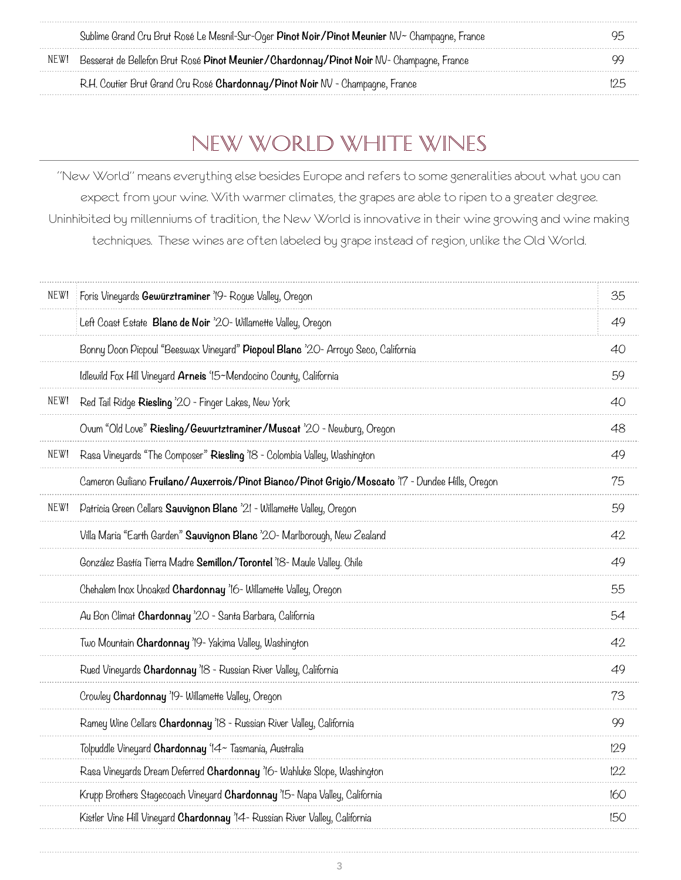| | | |
|---|---|---|
| | Sublime Grand Cru Brut Rosé Le Mesnil-Sur-Oger **Pinot Noir/Pinot Meunier** NV~ Champagne, France | 95 |
| NEW! | Besserat de Bellefon Brut Rosé **Pinot Meunier/Chardonnay/Pinot Noir** NV- Champagne, France | 99 |
| | R.H. Coutier Brut Grand Cru Rosé **Chardonnay/Pinot Noir** NV - Champagne, France | 125 |

# NEW WORLD WHITE WINES

"New World" means everything else besides Europe and refers to some generalities about what you can expect from your wine. With warmer climates, the grapes are able to ripen to a greater degree. Uninhibited by millenniums of tradition, the New World is innovative in their wine growing and wine making techniques. These wines are often labeled by grape instead of region, unlike the Old World.

| | | |
|---|---|---|
| NEW! | Foris Vineyards **Gewürztraminer** '19- Rogue Valley, Oregon | 35 |
| | Left Coast Estate **Blanc de Noir** '20- Willamette Valley, Oregon | 49 |
| | Bonny Doon Picpoul "Beeswax Vineyard" **Picpoul Blanc** '20- Arroyo Seco, California | 40 |
| | Idlewild Fox Hill Vineyard **Arneis** '15~Mendocino County, California | 59 |
| NEW! | Red Tail Ridge **Riesling** '20 - Finger Lakes, New York | 40 |
| | Ovum "Old Love" **Riesling/Gewurtztraminer/Muscat** '20 - Newburg, Oregon | 48 |
| NEW! | Rasa Vineyards "The Composer" **Riesling** '18 - Colombia Valley, Washington | 49 |
| | Cameron Guiliano **Fruilano/Auxerrois/Pinot Bianco/Pinot Grigio/Moscato** '17 - Dundee Hills, Oregon | 75 |
| NEW! | Patricia Green Cellars **Sauvignon Blanc** '21 - Willamette Valley, Oregon | 59 |
| | Villa Maria "Earth Garden" **Sauvignon Blanc** '20- Marlborough, New Zealand | 42 |
| | González Bastía Tierra Madre **Semillon/Torontel** '18- Maule Valley. Chile | 49 |
| | Chehalem Inox Unoaked **Chardonnay** '16- Willamette Valley, Oregon | 55 |
| | Au Bon Climat **Chardonnay** '20 - Santa Barbara, California | 54 |
| | Two Mountain **Chardonnay** '19- Yakima Valley, Washington | 42 |
| | Rued Vineyards **Chardonnay** '18 - Russian River Valley, California | 49 |
| | Crowley **Chardonnay** '19- Willamette Valley, Oregon | 73 |
| | Ramey Wine Cellars **Chardonnay** '18 - Russian River Valley, California | 99 |
| | Tolpuddle Vineyard **Chardonnay** '14~ Tasmania, Australia | 129 |
| | Rasa Vineyards Dream Deferred **Chardonnay** '16- Wahluke Slope, Washington | 122 |
| | Krupp Brothers Stagecoach Vineyard **Chardonnay** '15- Napa Valley, California | 160 |
| | Kistler Vine Hill Vineyard **Chardonnay** '14- Russian River Valley, California | 150 |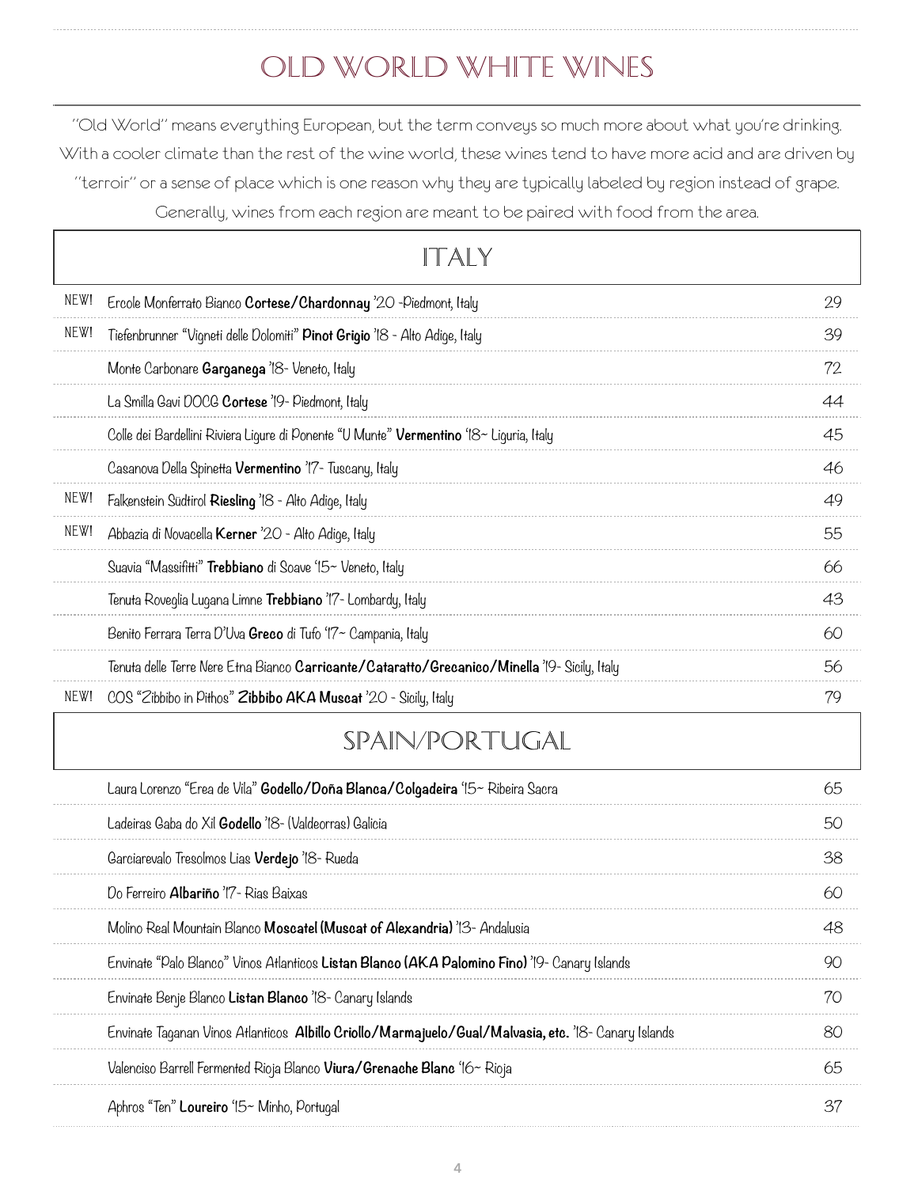# OLD WORLD WHITE WINES

"Old World" means everything European, but the term conveys so much more about what you're drinking. With a cooler climate than the rest of the wine world, these wines tend to have more acid and are driven by "terroir" or a sense of place which is one reason why they are typically labeled by region instead of grape. Generally, wines from each region are meant to be paired with food from the area.

## ITALY

| | | |
|---|---|---|
| NEW! | Ercole Monferrato Bianco **Cortese/Chardonnay** '20 -Piedmont, Italy | 29 |
| NEW! | Tiefenbrunner "Vigneti delle Dolomiti" **Pinot Grigio** '18 - Alto Adige, Italy | 39 |
| | Monte Carbonare **Garganega** '18- Veneto, Italy | 72 |
| | La Smilla Gavi DOCG **Cortese** '19- Piedmont, Italy | 44 |
| | Colle dei Bardellini Riviera Ligure di Ponente "U Munte" **Vermentino** '18~ Liguria, Italy | 45 |
| | Casanova Della Spinetta **Vermentino** '17- Tuscany, Italy | 46 |
| NEW! | Falkenstein Südtirol **Riesling** '18 - Alto Adige, Italy | 49 |
| NEW! | Abbazia di Novacella **Kerner** '20 - Alto Adige, Italy | 55 |
| | Suavia "Massifitti" **Trebbiano** di Soave '15~ Veneto, Italy | 66 |
| | Tenuta Roveglia Lugana Limne **Trebbiano** '17- Lombardy, Italy | 43 |
| | Benito Ferrara Terra D'Uva **Greco** di Tufo '17~ Campania, Italy | 60 |
| | Tenuta delle Terre Nere Etna Bianco **Carricante/Cataratto/Grecanico/Minella** '19- Sicily, Italy | 56 |
| NEW! | COS "Zibbibo in Pithos" **Zibbibo AKA Muscat** '20 - Sicily, Italy | 79 |

## SPAIN/PORTUGAL

| | |
|---|---|
| Laura Lorenzo "Erea de Vila" **Godello/Doña Blanca/Colgadeira** '15~ Ribeira Sacra | 65 |
| Ladeiras Gaba do Xil **Godello** '18- (Valdeorras) Galicia | 50 |
| Garciarevalo Tresolmos Lias **Verdejo** '18- Rueda | 38 |
| Do Ferreiro **Albariño** '17- Rias Baixas | 60 |
| Molino Real Mountain Blanco **Moscatel (Muscat of Alexandria)** '13- Andalusia | 48 |
| Envinate "Palo Blanco" Vinos Atlanticos **Listan Blanco (AKA Palomino Fino)** '19- Canary Islands | 90 |
| Envinate Benje Blanco **Listan Blanco** '18- Canary Islands | 70 |
| Envinate Taganan Vinos Atlanticos **Albillo Criollo/Marmajuelo/Gual/Malvasia, etc.** '18- Canary Islands | 80 |
| Valenciso Barrell Fermented Rioja Blanco **Viura/Grenache Blanc** '16~ Rioja | 65 |
| Aphros "Ten" **Loureiro** '15~ Minho, Portugal | 37 |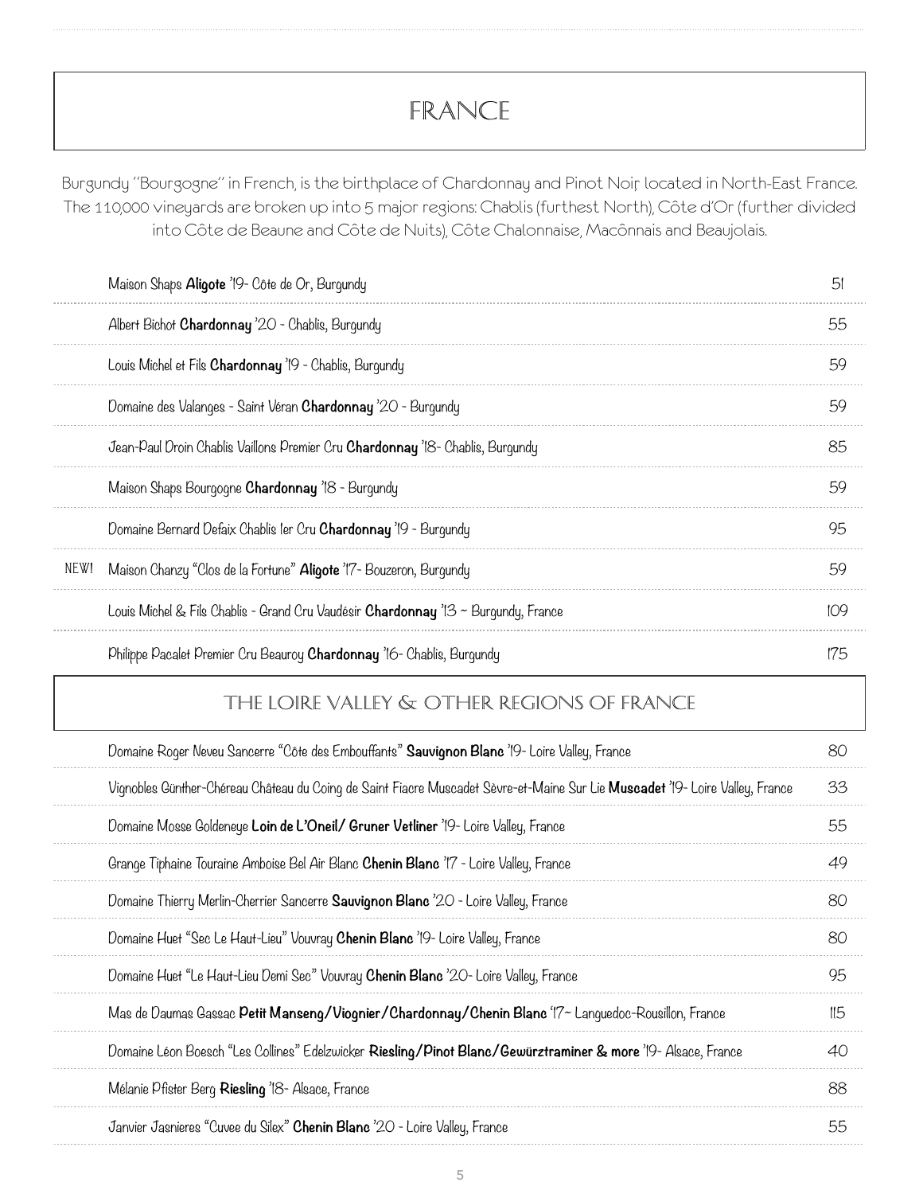# FRANCE

Burgundy "Bourgogne" in French, is the birthplace of Chardonnay and Pinot Noir, located in North-East France. The 110,000 vineyards are broken up into 5 major regions: Chablis (furthest North), Côte d'Or (further divided into Côte de Beaune and Côte de Nuits), Côte Chalonnaise, Macônnais and Beaujolais.

| | Wine | Price |
|---|---|---|
| | Maison Shaps **Aligote** '19- Côte de Or, Burgundy | 51 |
| | Albert Bichot **Chardonnay** '20 - Chablis, Burgundy | 55 |
| | Louis Michel et Fils **Chardonnay** '19 - Chablis, Burgundy | 59 |
| | Domaine des Valanges - Saint Véran **Chardonnay** '20 - Burgundy | 59 |
| | Jean-Paul Droin Chablis Vaillons Premier Cru **Chardonnay** '18- Chablis, Burgundy | 85 |
| | Maison Shaps Bourgogne **Chardonnay** '18 - Burgundy | 59 |
| | Domaine Bernard Defaix Chablis 1er Cru **Chardonnay** '19 - Burgundy | 95 |
| NEW! | Maison Chanzy "Clos de la Fortune" **Aligote** '17- Bouzeron, Burgundy | 59 |
| | Louis Michel & Fils Chablis - Grand Cru Vaudésir **Chardonnay** '13 ~ Burgundy, France | 109 |
| | Philippe Pacalet Premier Cru Beauroy **Chardonnay** '16- Chablis, Burgundy | 175 |

## THE LOIRE VALLEY & OTHER REGIONS OF FRANCE

| Wine | Price |
|---|---|
| Domaine Roger Neveu Sancerre "Côte des Embouffants" **Sauvignon Blanc** '19- Loire Valley, France | 80 |
| Vignobles Günther-Chéreau Château du Coing de Saint Fiacre Muscadet Sèvre-et-Maine Sur Lie **Muscadet** '19- Loire Valley, France | 33 |
| Domaine Mosse Goldeneye **Loin de L'Oneil/ Gruner Vetliner** '19- Loire Valley, France | 55 |
| Grange Tiphaine Touraine Amboise Bel Air Blanc **Chenin Blanc** '17 - Loire Valley, France | 49 |
| Domaine Thierry Merlin-Cherrier Sancerre **Sauvignon Blanc** '20 - Loire Valley, France | 80 |
| Domaine Huet "Sec Le Haut-Lieu" Vouvray **Chenin Blanc** '19- Loire Valley, France | 80 |
| Domaine Huet "Le Haut-Lieu Demi Sec" Vouvray **Chenin Blanc** '20- Loire Valley, France | 95 |
| Mas de Daumas Gassac **Petit Manseng/Viognier/Chardonnay/Chenin Blanc** '17~ Languedoc-Rousillon, France | 115 |
| Domaine Léon Boesch "Les Collines" Edelzwicker **Riesling/Pinot Blanc/Gewürztraminer & more** '19- Alsace, France | 40 |
| Mélanie Pfister Berg **Riesling** '18- Alsace, France | 88 |
| Janvier Jasnieres "Cuvee du Silex" **Chenin Blanc** '20 - Loire Valley, France | 55 |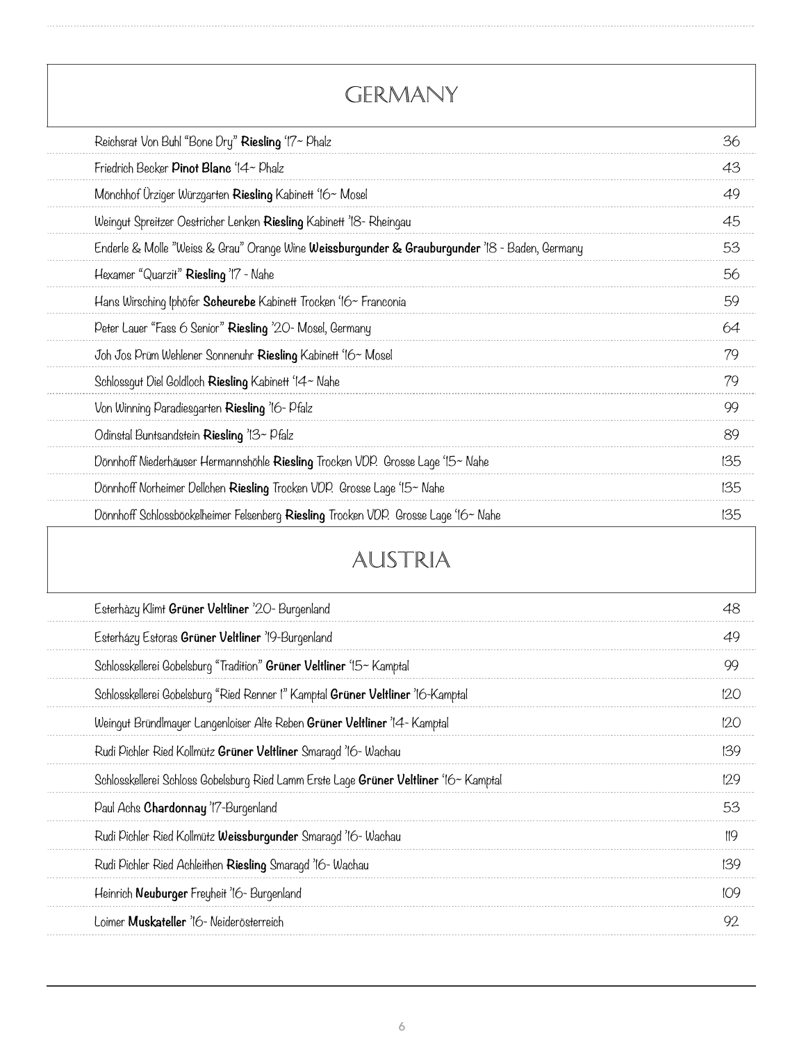## GERMANY

| | |
|---|---|
| Reichsrat Von Buhl "Bone Dry" **Riesling** '17~ Phalz | 36 |
| Friedrich Becker **Pinot Blanc** '14~ Phalz | 43 |
| Mönchhof Ürziger Würzgarten **Riesling** Kabinett '16~ Mosel | 49 |
| Weingut Spreitzer Oestricher Lenken **Riesling** Kabinett '18- Rheingau | 45 |
| Enderle & Molle "Weiss & Grau" Orange Wine **Weissburgunder & Grauburgunder** '18 - Baden, Germany | 53 |
| Hexamer "Quarzit" **Riesling** '17 - Nahe | 56 |
| Hans Wirsching Iphöfer **Scheurebe** Kabinett Trocken '16~ Franconia | 59 |
| Peter Lauer "Fass 6 Senior" **Riesling** '20- Mosel, Germany | 64 |
| Joh Jos Prüm Wehlener Sonnenuhr **Riesling** Kabinett '16~ Mosel | 79 |
| Schlossgut Diel Goldloch **Riesling** Kabinett '14~ Nahe | 79 |
| Von Winning Paradiesgarten **Riesling** '16- Pfalz | 99 |
| Odinstal Buntsandstein **Riesling** '13~ Pfalz | 89 |
| Dönnhoff Niederhäuser Hermannshöhle **Riesling** Trocken VDP. Grosse Lage '15~ Nahe | 135 |
| Dönnhoff Norheimer Dellchen **Riesling** Trocken VDP. Grosse Lage '15~ Nahe | 135 |
| Dönnhoff Schlossböckelheimer Felsenberg **Riesling** Trocken VDP. Grosse Lage '16~ Nahe | 135 |

## AUSTRIA

| | |
|---|---|
| Esterhàzy Klimt **Grüner Veltliner** '20- Burgenland | 48 |
| Esterházy Estoras **Grüner Veltliner** '19-Burgenland | 49 |
| Schlosskellerei Gobelsburg "Tradition" **Grüner Veltliner** '15~ Kamptal | 99 |
| Schlosskellerei Gobelsburg "Ried Renner 1" Kamptal **Grüner Veltliner** '16-Kamptal | 120 |
| Weingut Bründlmayer Langenloiser Alte Reben **Grüner Veltliner** '14- Kamptal | 120 |
| Rudi Pichler Ried Kollmütz **Grüner Veltliner** Smaragd '16- Wachau | 139 |
| Schlosskellerei Schloss Gobelsburg Ried Lamm Erste Lage **Grüner Veltliner** '16~ Kamptal | 129 |
| Paul Achs **Chardonnay** '17-Burgenland | 53 |
| Rudi Pichler Ried Kollmütz **Weissburgunder** Smaragd '16- Wachau | 119 |
| Rudi Pichler Ried Achleithen **Riesling** Smaragd '16- Wachau | 139 |
| Heinrich **Neuburger** Freyheit '16- Burgenland | 109 |
| Loimer **Muskateller** '16- Neiderösterreich | 92 |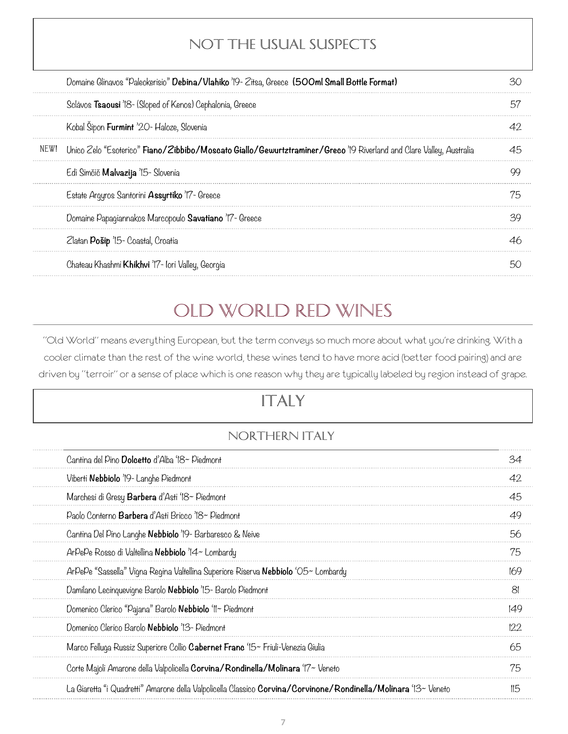## NOT THE USUAL SUSPECTS

| | Wine | Price |
|---|---|---|
| | Domaine Glinavos "Paleokerisio" **Debina/Vlahiko** '19- Zitsa, Greece **(500ml Small Bottle Format)** | 30 |
| | Sclávos **Tsaousi** '18- (Sloped of Kenos) Cephalonia, Greece | 57 |
| | Kobal Šipon **Furmint** '20- Haloze, Slovenia | 42 |
| NEW! | Unico Zelo "Esoterico" **Fiano/Zibbibo/Moscato Giallo/Gewurtztraminer/Greco** '19 Riverland and Clare Valley, Australia | 45 |
| | Edi Simčič **Malvazija** '15- Slovenia | 99 |
| | Estate Argyros Santorini **Assyrtiko** '17- Greece | 75 |
| | Domaine Papagiannakos Marcopoulo **Savatiano** '17- Greece | 39 |
| | Zlatan **Pošip** '15- Coastal, Croatia | 46 |
| | Chateau Khashmi **Khikhvi** '17- Iori Valley, Georgia | 50 |

# OLD WORLD RED WINES

"Old World" means everything European, but the term conveys so much more about what you're drinking. With a cooler climate than the rest of the wine world, these wines tend to have more acid (better food pairing) and are driven by "terroir" or a sense of place which is one reason why they are typically labeled by region instead of grape.

## ITALY

### NORTHERN ITALY

| Wine | Price |
|---|---|
| Cantina del Pino **Dolcetto** d'Alba '18~ Piedmont | 34 |
| Viberti **Nebbiolo** '19- Langhe Piedmont | 42 |
| Marchesi di Gresy **Barbera** d'Asti '18~ Piedmont | 45 |
| Paolo Conterno **Barbera** d'Asti Bricco '18~ Piedmont | 49 |
| Cantina Del Pino Langhe **Nebbiolo** '19- Barbaresco & Neive | 56 |
| ArPePe Rosso di Valtellina **Nebbiolo** '14~ Lombardy | 75 |
| ArPePe "Sassella" Vigna Regina Valtellina Superiore Riserva **Nebbiolo** '05~ Lombardy | 169 |
| Damilano Lecinquevigne Barolo **Nebbiolo** '15- Barolo Piedmont | 81 |
| Domenico Clerico "Pajana" Barolo **Nebbiolo** '11~ Piedmont | 149 |
| Domenico Clerico Barolo **Nebbiolo** '13- Piedmont | 122 |
| Marco Felluga Russiz Superiore Collio **Cabernet Franc** '15~ Friuli-Venezia Giulia | 65 |
| Corte Majoli Amarone della Valpolicella **Corvina/Rondinella/Molinara** '17~ Veneto | 75 |
| La Giaretta "i Quadretti" Amarone della Valpolicella Classico **Corvina/Corvinone/Rondinella/Molinara** '13~ Veneto | 115 |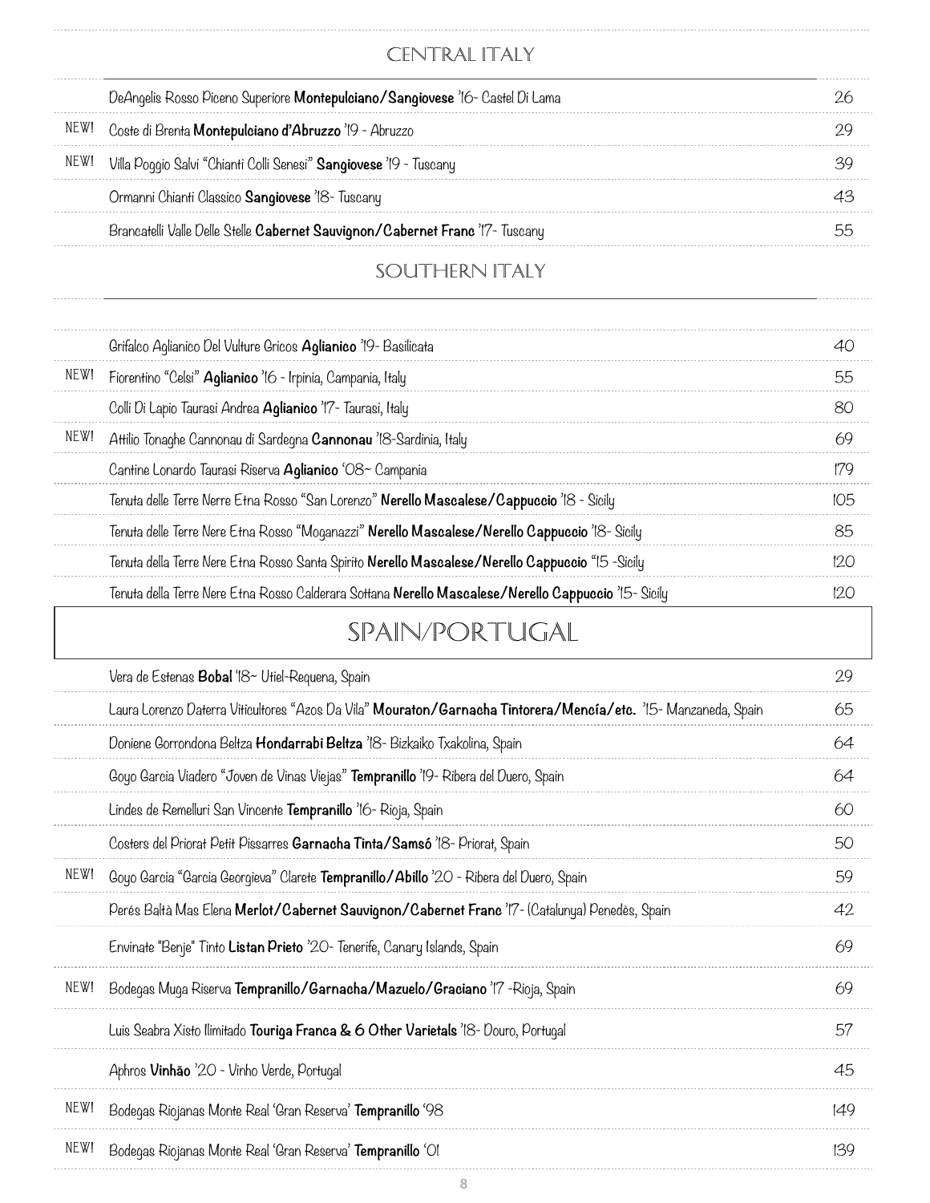## CENTRAL ITALY

| | Wine | Price |
|---|---|---|
| | DeAngelis Rosso Piceno Superiore **Montepulciano/Sangiovese** '16- Castel Di Lama | 26 |
| NEW! | Coste di Brenta **Montepulciano d'Abruzzo** '19 - Abruzzo | 29 |
| NEW! | Villa Poggio Salvi "Chianti Colli Senesi" **Sangiovese** '19 - Tuscany | 39 |
| | Ormanni Chianti Classico **Sangiovese** '18- Tuscany | 43 |
| | Brancatelli Valle Delle Stelle **Cabernet Sauvignon/Cabernet Franc** '17- Tuscany | 55 |

## SOUTHERN ITALY

| | Wine | Price |
|---|---|---|
| | Grifalco Aglianico Del Vulture Gricos **Aglianico** '19- Basilicata | 40 |
| NEW! | Fiorentino "Celsi" **Aglianico** '16 - Irpinia, Campania, Italy | 55 |
| | Colli Di Lapio Taurasi Andrea **Aglianico** '17- Taurasi, Italy | 80 |
| NEW! | Attilio Tonaghe Cannonau di Sardegna **Cannonau** '18-Sardinia, Italy | 69 |
| | Cantine Lonardo Taurasi Riserva **Aglianico** '08~ Campania | 179 |
| | Tenuta delle Terre Nerre Etna Rosso "San Lorenzo" **Nerello Mascalese/Cappuccio** '18 - Sicily | 105 |
| | Tenuta delle Terre Nere Etna Rosso "Moganazzi" **Nerello Mascalese/Nerello Cappuccio** '18- Sicily | 85 |
| | Tenuta della Terre Nere Etna Rosso Santa Spirito **Nerello Mascalese/Nerello Cappuccio** "15 -Sicily | 120 |
| | Tenuta della Terre Nere Etna Rosso Calderara Sottana **Nerello Mascalese/Nerello Cappuccio** '15- Sicily | 120 |

## SPAIN/PORTUGAL

| | Wine | Price |
|---|---|---|
| | Vera de Estenas **Bobal** '18~ Utiel-Requena, Spain | 29 |
| | Laura Lorenzo Daterra Viticultores "Azos Da Vila" **Mouraton/Garnacha Tintorera/Mencía/etc.** '15- Manzaneda, Spain | 65 |
| | Doniene Gorrondona Beltza **Hondarrabi Beltza** '18- Bizkaiko Txakolina, Spain | 64 |
| | Goyo Garcia Viadero "Joven de Vinas Viejas" **Tempranillo** '19- Ribera del Duero, Spain | 64 |
| | Lindes de Remelluri San Vincente **Tempranillo** '16- Rioja, Spain | 60 |
| | Costers del Priorat Petit Pissarres **Garnacha Tinta/Samsó** '18- Priorat, Spain | 50 |
| NEW! | Goyo Garcia "Garcia Georgieva" Clarete **Tempranillo/Albillo** '20 - Ribera del Duero, Spain | 59 |
| | Perés Baltà Mas Elena **Merlot/Cabernet Sauvignon/Cabernet Franc** '17- (Catalunya) Penedès, Spain | 42 |
| | Envinate "Benje" Tinto **Listan Prieto** '20- Tenerife, Canary Islands, Spain | 69 |
| NEW! | Bodegas Muga Riserva **Tempranillo/Garnacha/Mazuelo/Graciano** '17 -Rioja, Spain | 69 |
| | Luis Seabra Xisto Ilimitado **Touriga Franca & 6 Other Varietals** '18- Douro, Portugal | 57 |
| | Aphros **Vinhão** '20 - Vinho Verde, Portugal | 45 |
| NEW! | Bodegas Riojanas Monte Real 'Gran Reserva' **Tempranillo** '98 | 149 |
| NEW! | Bodegas Riojanas Monte Real 'Gran Reserva' **Tempranillo** '01 | 139 |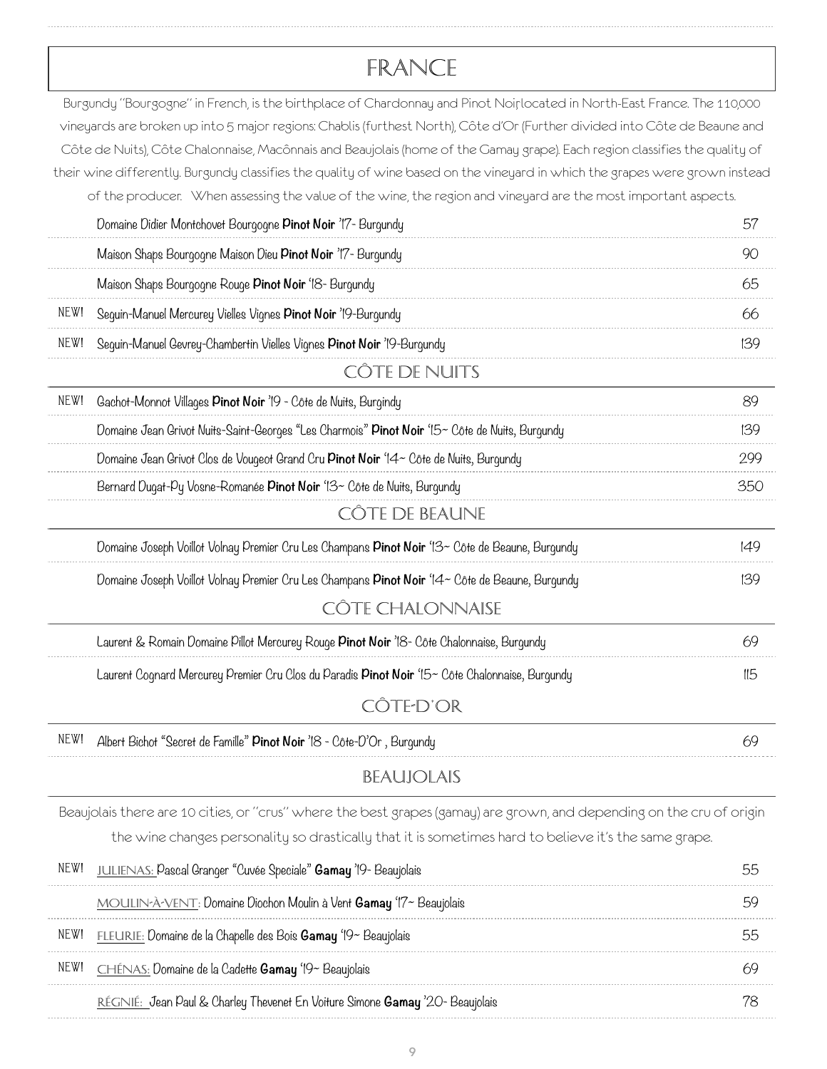# FRANCE

Burgundy "Bourgogne" in French, is the birthplace of Chardonnay and Pinot Noir, located in North-East France. The 110,000 vineyards are broken up into 5 major regions: Chablis (furthest North), Côte d'Or (Further divided into Côte de Beaune and Côte de Nuits), Côte Chalonnaise, Macônnais and Beaujolais (home of the Gamay grape). Each region classifies the quality of their wine differently. Burgundy classifies the quality of wine based on the vineyard in which the grapes were grown instead of the producer. When assessing the value of the wine, the region and vineyard are the most important aspects.

| | Wine | Price |
|---|---|---|
| | Domaine Didier Montchovet Bourgogne **Pinot Noir** '17- Burgundy | 57 |
| | Maison Shaps Bourgogne Maison Dieu **Pinot Noir** '17- Burgundy | 90 |
| | Maison Shaps Bourgogne Rouge **Pinot Noir** '18- Burgundy | 65 |
| NEW! | Seguin-Manuel Mercurey Vielles Vignes **Pinot Noir** '19-Burgundy | 66 |
| NEW! | Seguin-Manuel Gevrey-Chambertin Vielles Vignes **Pinot Noir** '19-Burgundy | 139 |

## CÔTE DE NUITS

| | Wine | Price |
|---|---|---|
| NEW! | Gachot-Monnot Villages **Pinot Noir** '19 - Côte de Nuits, Burgindy | 89 |
| | Domaine Jean Grivot Nuits-Saint-Georges "Les Charmois" **Pinot Noir** '15~ Côte de Nuits, Burgundy | 139 |
| | Domaine Jean Grivot Clos de Vougeot Grand Cru **Pinot Noir** '14~ Côte de Nuits, Burgundy | 299 |
| | Bernard Dugat-Py Vosne-Romanée **Pinot Noir** '13~ Côte de Nuits, Burgundy | 350 |

## CÔTE DE BEAUNE

| Wine | Price |
|---|---|
| Domaine Joseph Voillot Volnay Premier Cru Les Champans **Pinot Noir** '13~ Côte de Beaune, Burgundy | 149 |
| Domaine Joseph Voillot Volnay Premier Cru Les Champans **Pinot Noir** '14~ Côte de Beaune, Burgundy | 139 |

## CÔTE CHALONNAISE

| Wine | Price |
|---|---|
| Laurent & Romain Domaine Pillot Mercurey Rouge **Pinot Noir** '18- Côte Chalonnaise, Burgundy | 69 |
| Laurent Cognard Mercurey Premier Cru Clos du Paradis **Pinot Noir** '15~ Côte Chalonnaise, Burgundy | 115 |

## CÔTE-D'OR

| | Wine | Price |
|---|---|---|
| NEW! | Albert Bichot "Secret de Famille" **Pinot Noir** '18 - Côte-D'Or , Burgundy | 69 |

## BEAUJOLAIS

Beaujolais there are 10 cities, or "crus" where the best grapes (gamay) are grown, and depending on the cru of origin the wine changes personality so drastically that it is sometimes hard to believe it's the same grape.

| | Wine | Price |
|---|---|---|
| NEW! | JULIENAS: Pascal Granger "Cuvée Speciale" **Gamay** '19- Beaujolais | 55 |
| | MOULIN-À-VENT: Domaine Diochon Moulin à Vent **Gamay** '17~ Beaujolais | 59 |
| NEW! | FLEURIE: Domaine de la Chapelle des Bois **Gamay** '19~ Beaujolais | 55 |
| NEW! | CHÉNAS: Domaine de la Cadette **Gamay** '19~ Beaujolais | 69 |
| | RÉGNIÉ: Jean Paul & Charley Thevenet En Voiture Simone **Gamay** '20- Beaujolais | 78 |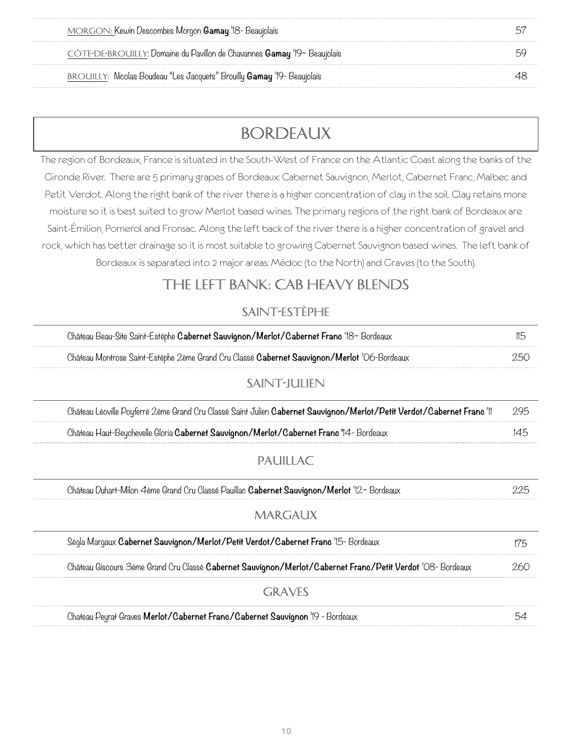| | |
|---|---|
| MORGON: Kewin Descombes Morgon **Gamay** '18- Beaujolais | 57 |
| CÔTE-DE-BROUILLY: Domaine du Pavillon de Chavannes **Gamay** '19~ Beaujolais | 59 |
| BROUILLY: Nicolas Boudeau "Les Jacquets" Brouilly **Gamay** '19- Beaujolais | 48 |

# BORDEAUX

The region of Bordeaux, France is situated in the South-West of France on the Atlantic Coast along the banks of the Gironde River. There are 5 primary grapes of Bordeaux: Cabernet Sauvignon, Merlot, Cabernet Franc, Malbec and Petit Verdot. Along the right bank of the river there is a higher concentration of clay in the soil. Clay retains more moisture so it is best suited to grow Merlot based wines. The primary regions of the right bank of Bordeaux are Saint-Émilion, Pomerol and Fronsac. Along the left back of the river there is a higher concentration of gravel and rock, which has better drainage so it is most suitable to growing Cabernet Sauvignon based wines. The left bank of Bordeaux is separated into 2 major areas: Médoc (to the North) and Graves (to the South).

## THE LEFT BANK: CAB HEAVY BLENDS

### SAINT-ESTÈPHE

| | |
|---|---|
| Château Beau-Site Saint-Estèphe **Cabernet Sauvignon/Merlot/Cabernet Franc** '18~ Bordeaux | 115 |
| Château Montrose Saint-Estéphe 2ème Grand Cru Classé **Cabernet Sauvignon/Merlot** '06-Bordeaux | 250 |

### SAINT-JULIEN

| | |
|---|---|
| Château Léoville Poyferré 2ème Grand Cru Classé Saint Julien **Cabernet Sauvignon/Merlot/Petit Verdot/Cabernet Franc** '11 | 295 |
| Château Haut-Beychevelle Gloria **Cabernet Sauvignon/Merlot/Cabernet Franc** '14- Bordeaux | 145 |

### PAUILLAC

| | |
|---|---|
| Château Duhart-Milon 4ème Grand Cru Classé Pauillac **Cabernet Sauvignon/Merlot** '12~ Bordeaux | 225 |

### MARGAUX

| | |
|---|---|
| Ségla Margaux **Cabernet Sauvignon/Merlot/Petit Verdot/Cabernet Franc** '15- Bordeaux | 175 |
| Château Giscours 3ème Grand Cru Classé **Cabernet Sauvignon/Merlot/Cabernet Franc/Petit Verdot** '08- Bordeaux | 260 |

### GRAVES

| | |
|---|---|
| Chateau Peyrat Graves **Merlot/Cabernet Franc/Cabernet Sauvignon** '19 - Bordeaux | 54 |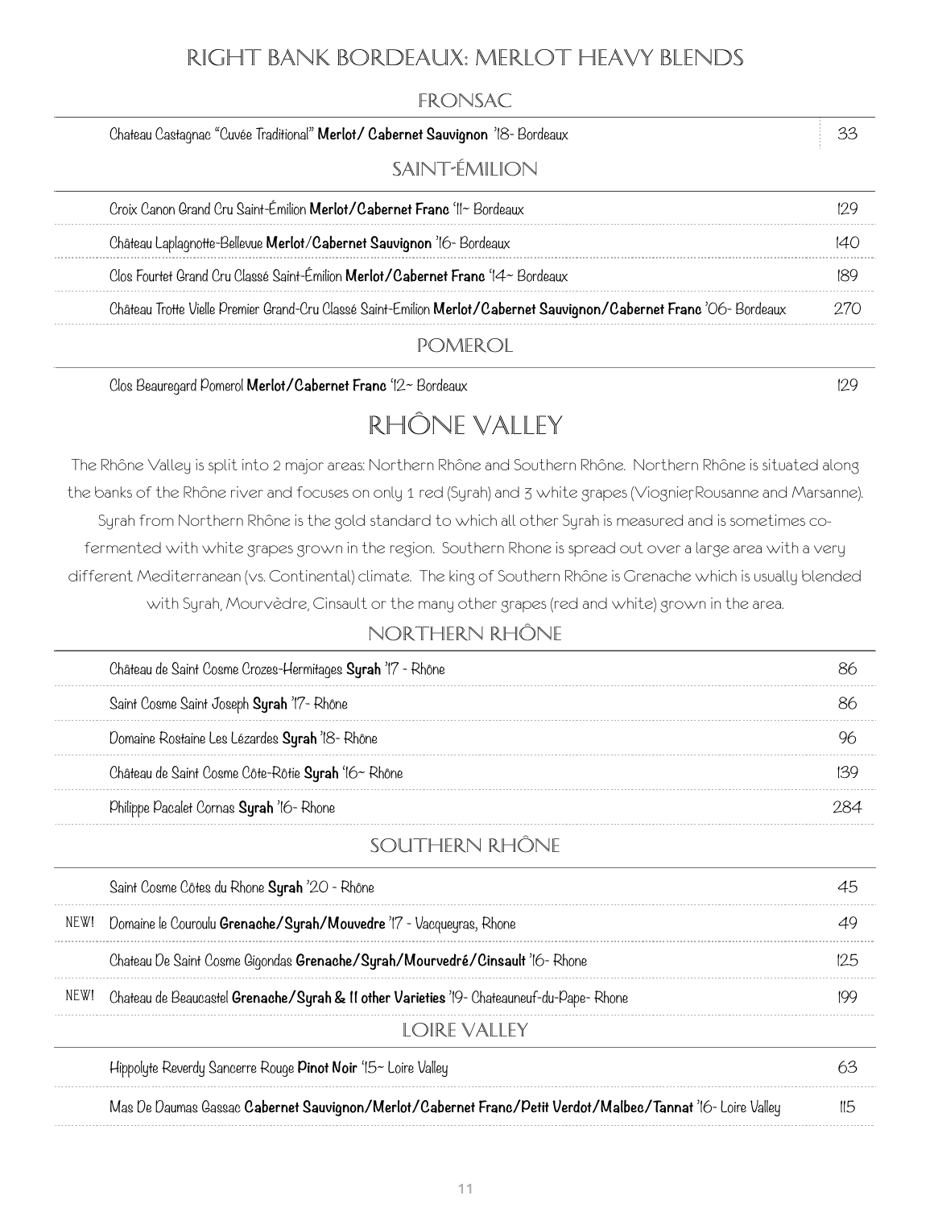# RIGHT BANK BORDEAUX: MERLOT HEAVY BLENDS

## FRONSAC

| Wine | Price |
|---|---|
| Chateau Castagnac “Cuvée Traditional” **Merlot/ Cabernet Sauvignon** ’18- Bordeaux | 33 |

## SAINT-ÉMILION

| Wine | Price |
|---|---|
| Croix Canon Grand Cru Saint-Émilion **Merlot/Cabernet Franc** ‘11~ Bordeaux | 129 |
| Château Laplagnotte-Bellevue **Merlot/Cabernet Sauvignon** ’16- Bordeaux | 140 |
| Clos Fourtet Grand Cru Classé Saint-Émilion **Merlot/Cabernet Franc** ‘14~ Bordeaux | 189 |
| Château Trotte Vielle Premier Grand-Cru Classé Saint-Emilion **Merlot/Cabernet Sauvignon/Cabernet Franc** ’06- Bordeaux | 270 |

## POMEROL

| Wine | Price |
|---|---|
| Clos Beauregard Pomerol **Merlot/Cabernet Franc** ‘12~ Bordeaux | 129 |

# RHÔNE VALLEY

The Rhône Valley is split into 2 major areas: Northern Rhône and Southern Rhône. Northern Rhône is situated along the banks of the Rhône river and focuses on only 1 red (Syrah) and 3 white grapes (Viognier, Rousanne and Marsanne). Syrah from Northern Rhône is the gold standard to which all other Syrah is measured and is sometimes co-fermented with white grapes grown in the region. Southern Rhone is spread out over a large area with a very different Mediterranean (vs. Continental) climate. The king of Southern Rhône is Grenache which is usually blended with Syrah, Mourvèdre, Cinsault or the many other grapes (red and white) grown in the area.

## NORTHERN RHÔNE

| Wine | Price |
|---|---|
| Château de Saint Cosme Crozes-Hermitages **Syrah** ’17 - Rhône | 86 |
| Saint Cosme Saint Joseph **Syrah** ’17- Rhône | 86 |
| Domaine Rostaine Les Lézardes **Syrah** ’18- Rhône | 96 |
| Château de Saint Cosme Côte-Rôtie **Syrah** ‘16~ Rhône | 139 |
| Philippe Pacalet Cornas **Syrah** ’16- Rhone | 284 |

## SOUTHERN RHÔNE

| | Wine | Price |
|---|---|---|
| | Saint Cosme Côtes du Rhone **Syrah** ’20 - Rhône | 45 |
| NEW! | Domaine le Couroulu **Grenache/Syrah/Mouvedre** ’17 - Vacqueyras, Rhone | 49 |
| | Chateau De Saint Cosme Gigondas **Grenache/Syrah/Mourvedré/Cinsault** ’16- Rhone | 125 |
| NEW! | Chateau de Beaucastel **Grenache/Syrah & 11 other Varieties** ’19- Chateauneuf-du-Pape- Rhone | 199 |

## LOIRE VALLEY

| Wine | Price |
|---|---|
| Hippolyte Reverdy Sancerre Rouge **Pinot Noir** ‘15~ Loire Valley | 63 |
| Mas De Daumas Gassac **Cabernet Sauvignon/Merlot/Cabernet Franc/Petit Verdot/Malbec/Tannat** ’16- Loire Valley | 115 |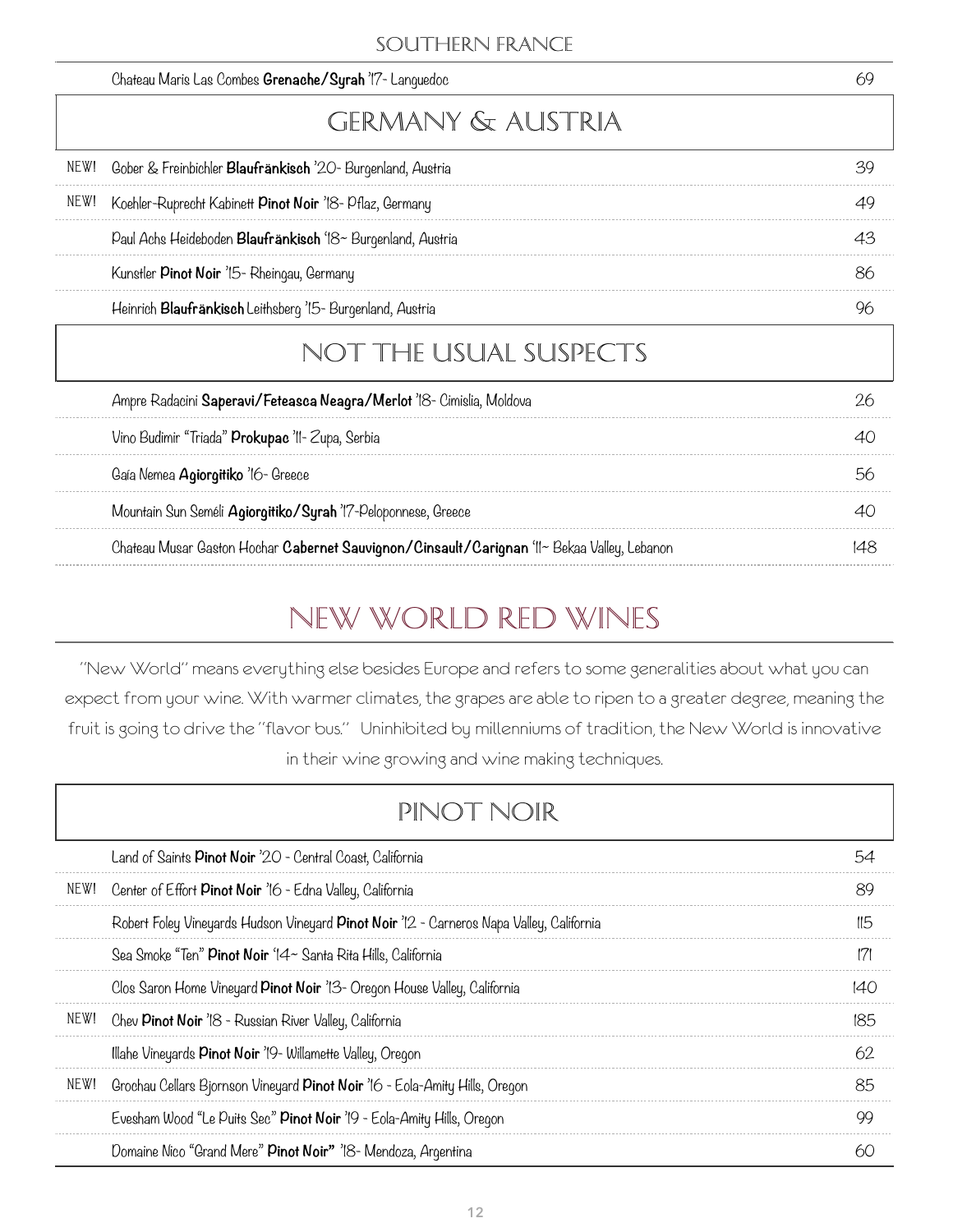## SOUTHERN FRANCE

| | | |
|---|---|---|
| | Chateau Maris Las Combes **Grenache/Syrah** '17- Languedoc | 69 |

## GERMANY & AUSTRIA

| | | |
|---|---|---|
| NEW! | Gober & Freinbichler **Blaufränkisch** '20- Burgenland, Austria | 39 |
| NEW! | Koehler-Ruprecht Kabinett **Pinot Noir** '18- Pflaz, Germany | 49 |
| | Paul Achs Heideboden **Blaufränkisch** '18~ Burgenland, Austria | 43 |
| | Kunstler **Pinot Noir** '15- Rheingau, Germany | 86 |
| | Heinrich **Blaufränkisch** Leithsberg '15- Burgenland, Austria | 96 |

## NOT THE USUAL SUSPECTS

| | | |
|---|---|---|
| | Ampre Radacini **Saperavi/Feteasca Neagra/Merlot** '18- Cimislia, Moldova | 26 |
| | Vino Budimir "Triada" **Prokupac** '11- Zupa, Serbia | 40 |
| | Gaía Nemea **Agiorgitiko** '16- Greece | 56 |
| | Mountain Sun Seméli **Agiorgitiko/Syrah** '17-Peloponnese, Greece | 40 |
| | Chateau Musar Gaston Hochar **Cabernet Sauvignon/Cinsault/Carignan** '11~ Bekaa Valley, Lebanon | 148 |

# NEW WORLD RED WINES

"New World" means everything else besides Europe and refers to some generalities about what you can expect from your wine. With warmer climates, the grapes are able to ripen to a greater degree, meaning the fruit is going to drive the "flavor bus." Uninhibited by millenniums of tradition, the New World is innovative in their wine growing and wine making techniques.

## PINOT NOIR

| | | |
|---|---|---|
| | Land of Saints **Pinot Noir** '20 - Central Coast, California | 54 |
| NEW! | Center of Effort **Pinot Noir** '16 - Edna Valley, California | 89 |
| | Robert Foley Vineyards Hudson Vineyard **Pinot Noir** '12 - Carneros Napa Valley, California | 115 |
| | Sea Smoke "Ten" **Pinot Noir** '14~ Santa Rita Hills, California | 171 |
| | Clos Saron Home Vineyard **Pinot Noir** '13- Oregon House Valley, California | 140 |
| NEW! | Chev **Pinot Noir** '18 - Russian River Valley, California | 185 |
| | Illahe Vineyards **Pinot Noir** '19- Willamette Valley, Oregon | 62 |
| NEW! | Grochau Cellars Bjornson Vineyard **Pinot Noir** '16 - Eola-Amity Hills, Oregon | 85 |
| | Evesham Wood "Le Puits Sec" **Pinot Noir** '19 - Eola-Amity Hills, Oregon | 99 |
| | Domaine Nico "Grand Mere" **Pinot Noir"** '18- Mendoza, Argentina | 60 |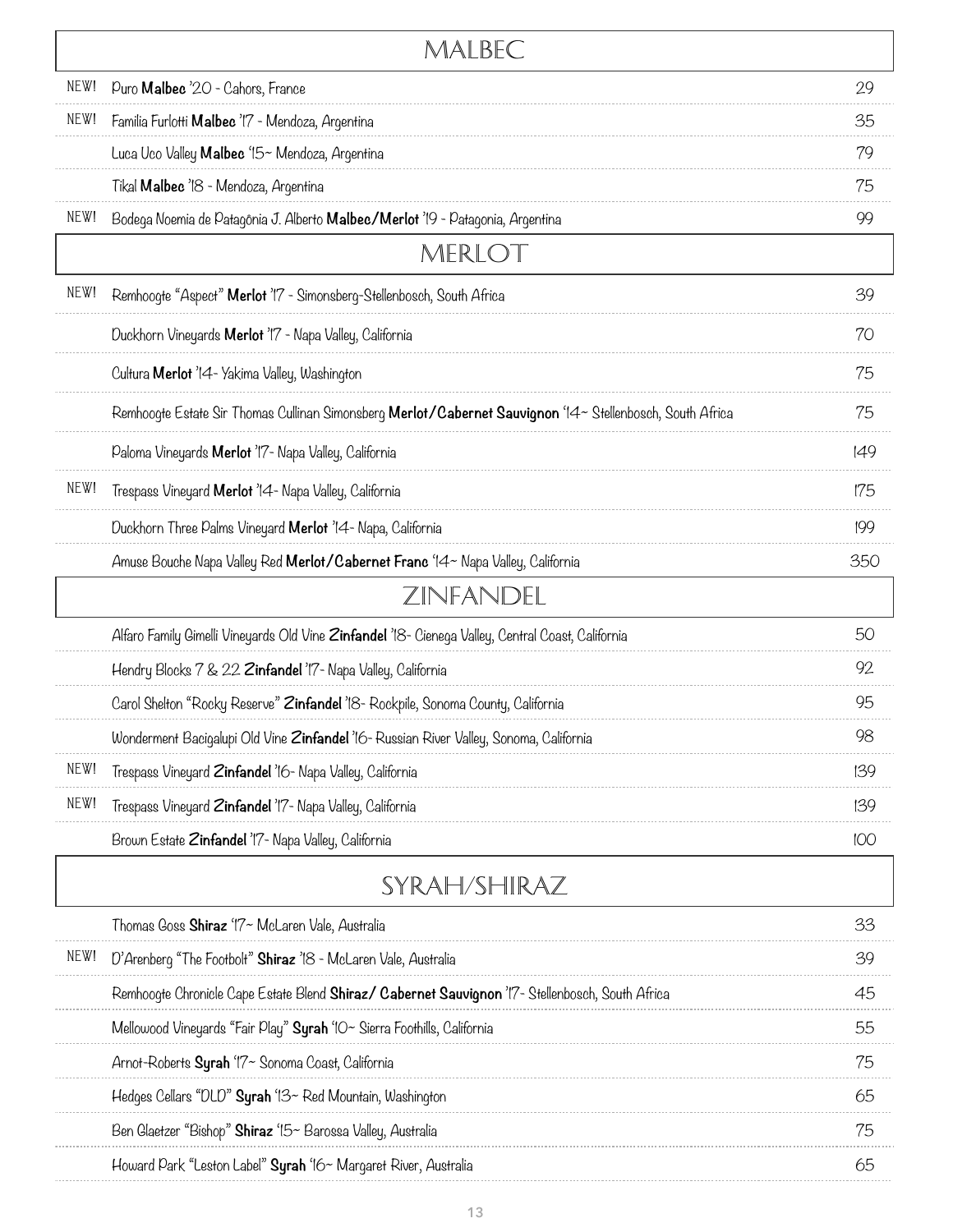## MALBEC

| | | |
|---|---|---|
| NEW! | Puro **Malbec** '20 - Cahors, France | 29 |
| NEW! | Familia Furlotti **Malbec** '17 - Mendoza, Argentina | 35 |
| | Luca Uco Valley **Malbec** '15~ Mendoza, Argentina | 79 |
| | Tikal **Malbec** '18 - Mendoza, Argentina | 75 |
| NEW! | Bodega Noemia de Patagônia J. Alberto **Malbec/Merlot** '19 - Patagonia, Argentina | 99 |

## MERLOT

| | | |
|---|---|---|
| NEW! | Remhoogte "Aspect" **Merlot** '17 - Simonsberg-Stellenbosch, South Africa | 39 |
| | Duckhorn Vineyards **Merlot** '17 - Napa Valley, California | 70 |
| | Cultura **Merlot** '14- Yakima Valley, Washington | 75 |
| | Remhoogte Estate Sir Thomas Cullinan Simonsberg **Merlot/Cabernet Sauvignon** '14~ Stellenbosch, South Africa | 75 |
| | Paloma Vineyards **Merlot** '17- Napa Valley, California | 149 |
| NEW! | Trespass Vineyard **Merlot** '14- Napa Valley, California | 175 |
| | Duckhorn Three Palms Vineyard **Merlot** '14- Napa, California | 199 |
| | Amuse Bouche Napa Valley Red **Merlot/Cabernet Franc** '14~ Napa Valley, California | 350 |

## ZINFANDEL

| | | |
|---|---|---|
| | Alfaro Family Gimelli Vineyards Old Vine **Zinfandel** '18- Cienega Valley, Central Coast, California | 50 |
| | Hendry Blocks 7 & 22 **Zinfandel** '17- Napa Valley, California | 92 |
| | Carol Shelton "Rocky Reserve" **Zinfandel** '18- Rockpile, Sonoma County, California | 95 |
| | Wonderment Bacigalupi Old Vine **Zinfandel** '16- Russian River Valley, Sonoma, California | 98 |
| NEW! | Trespass Vineyard **Zinfandel** '16- Napa Valley, California | 139 |
| NEW! | Trespass Vineyard **Zinfandel** '17- Napa Valley, California | 139 |
| | Brown Estate **Zinfandel** '17- Napa Valley, California | 100 |

## SYRAH/SHIRAZ

| | | |
|---|---|---|
| | Thomas Goss **Shiraz** '17~ McLaren Vale, Australia | 33 |
| NEW! | D'Arenberg "The Footbolt" **Shiraz** '18 - McLaren Vale, Australia | 39 |
| | Remhoogte Chronicle Cape Estate Blend **Shiraz/ Cabernet Sauvignon** '17- Stellenbosch, South Africa | 45 |
| | Mellowood Vineyards "Fair Play" **Syrah** '10~ Sierra Foothills, California | 55 |
| | Arnot-Roberts **Syrah** '17~ Sonoma Coast, California | 75 |
| | Hedges Cellars "DLD" **Syrah** '13~ Red Mountain, Washington | 65 |
| | Ben Glaetzer "Bishop" **Shiraz** '15~ Barossa Valley, Australia | 75 |
| | Howard Park "Leston Label" **Syrah** '16~ Margaret River, Australia | 65 |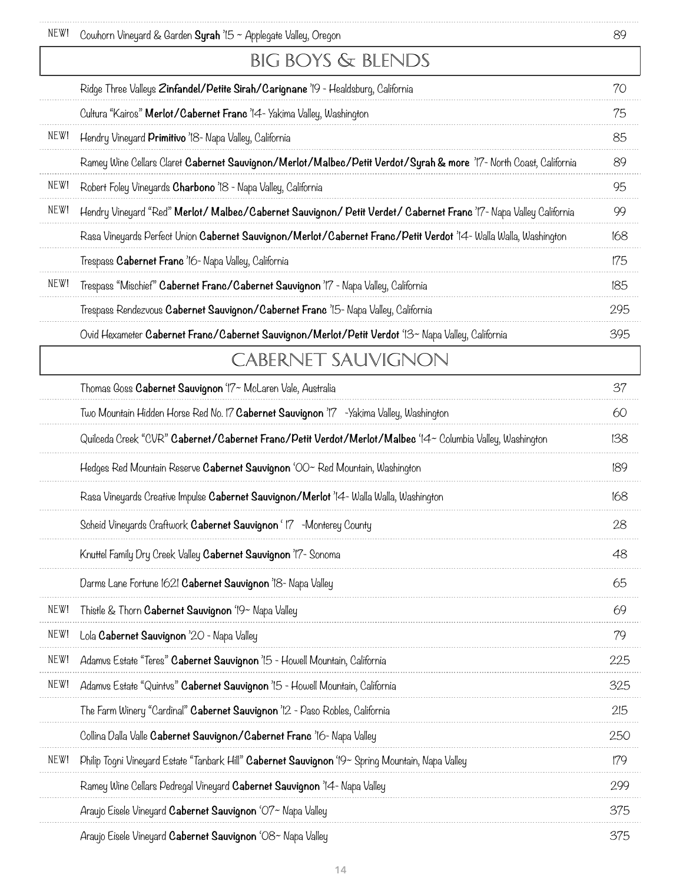| | | |
|---|---|---|
| NEW! | Cowhorn Vineyard & Garden **Syrah** '15 ~ Applegate Valley, Oregon | 89 |

## BIG BOYS & BLENDS

| | | |
|---|---|---|
| | Ridge Three Valleys **Zinfandel/Petite Sirah/Carignane** '19 - Healdsburg, California | 70 |
| | Cultura "Kairos" **Merlot/Cabernet Franc** '14- Yakima Valley, Washington | 75 |
| NEW! | Hendry Vineyard **Primitivo** '18- Napa Valley, California | 85 |
| | Ramey Wine Cellars Claret **Cabernet Sauvignon/Merlot/Malbec/Petit Verdot/Syrah & more** '17- North Coast, California | 89 |
| NEW! | Robert Foley Vineyards **Charbono** '18 - Napa Valley, California | 95 |
| NEW! | Hendry Vineyard "Red" **Merlot/ Malbec/Cabernet Sauvignon/ Petit Verdet/ Cabernet Franc** '17- Napa Valley California | 99 |
| | Rasa Vineyards Perfect Union **Cabernet Sauvignon/Merlot/Cabernet Franc/Petit Verdot** '14- Walla Walla, Washington | 168 |
| | Trespass **Cabernet Franc** '16- Napa Valley, California | 175 |
| NEW! | Trespass "Mischief" **Cabernet Franc/Cabernet Sauvignon** '17 - Napa Valley, California | 185 |
| | Trespass Rendezvous **Cabernet Sauvignon/Cabernet Franc** '15- Napa Valley, California | 295 |
| | Ovid Hexameter **Cabernet Franc/Cabernet Sauvignon/Merlot/Petit Verdot** '13~ Napa Valley, California | 395 |

## CABERNET SAUVIGNON

| | | |
|---|---|---|
| | Thomas Goss **Cabernet Sauvignon** '17~ McLaren Vale, Australia | 37 |
| | Two Mountain Hidden Horse Red No. 17 **Cabernet Sauvignon** '17 -Yakima Valley, Washington | 60 |
| | Quilceda Creek "CVR" **Cabernet/Cabernet Franc/Petit Verdot/Merlot/Malbec** '14~ Columbia Valley, Washington | 138 |
| | Hedges Red Mountain Reserve **Cabernet Sauvignon** '00~ Red Mountain, Washington | 189 |
| | Rasa Vineyards Creative Impulse **Cabernet Sauvignon/Merlot** '14- Walla Walla, Washington | 168 |
| | Scheid Vineyards Craftwork **Cabernet Sauvignon** ' 17 -Monterey County | 28 |
| | Knuttel Family Dry Creek Valley **Cabernet Sauvignon** '17- Sonoma | 48 |
| | Darms Lane Fortune 1621 **Cabernet Sauvignon** '18- Napa Valley | 65 |
| NEW! | Thistle & Thorn **Cabernet Sauvignon** '19~ Napa Valley | 69 |
| NEW! | Lola **Cabernet Sauvignon** '20 - Napa Valley | 79 |
| NEW! | Adamvs Estate "Teres" **Cabernet Sauvignon** '15 - Howell Mountain, California | 225 |
| NEW! | Adamvs Estate "Quintvs" **Cabernet Sauvignon** '15 - Howell Mountain, California | 325 |
| | The Farm Winery "Cardinal" **Cabernet Sauvignon** '12 - Paso Robles, California | 215 |
| | Collina Dalla Valle **Cabernet Sauvignon/Cabernet Franc** '16- Napa Valley | 250 |
| NEW! | Philip Togni Vineyard Estate "Tanbark Hill" **Cabernet Sauvignon** '19~ Spring Mountain, Napa Valley | 179 |
| | Ramey Wine Cellars Pedregal Vineyard **Cabernet Sauvignon** '14- Napa Valley | 299 |
| | Araujo Eisele Vineyard **Cabernet Sauvignon** '07~ Napa Valley | 375 |
| | Araujo Eisele Vineyard **Cabernet Sauvignon** '08~ Napa Valley | 375 |